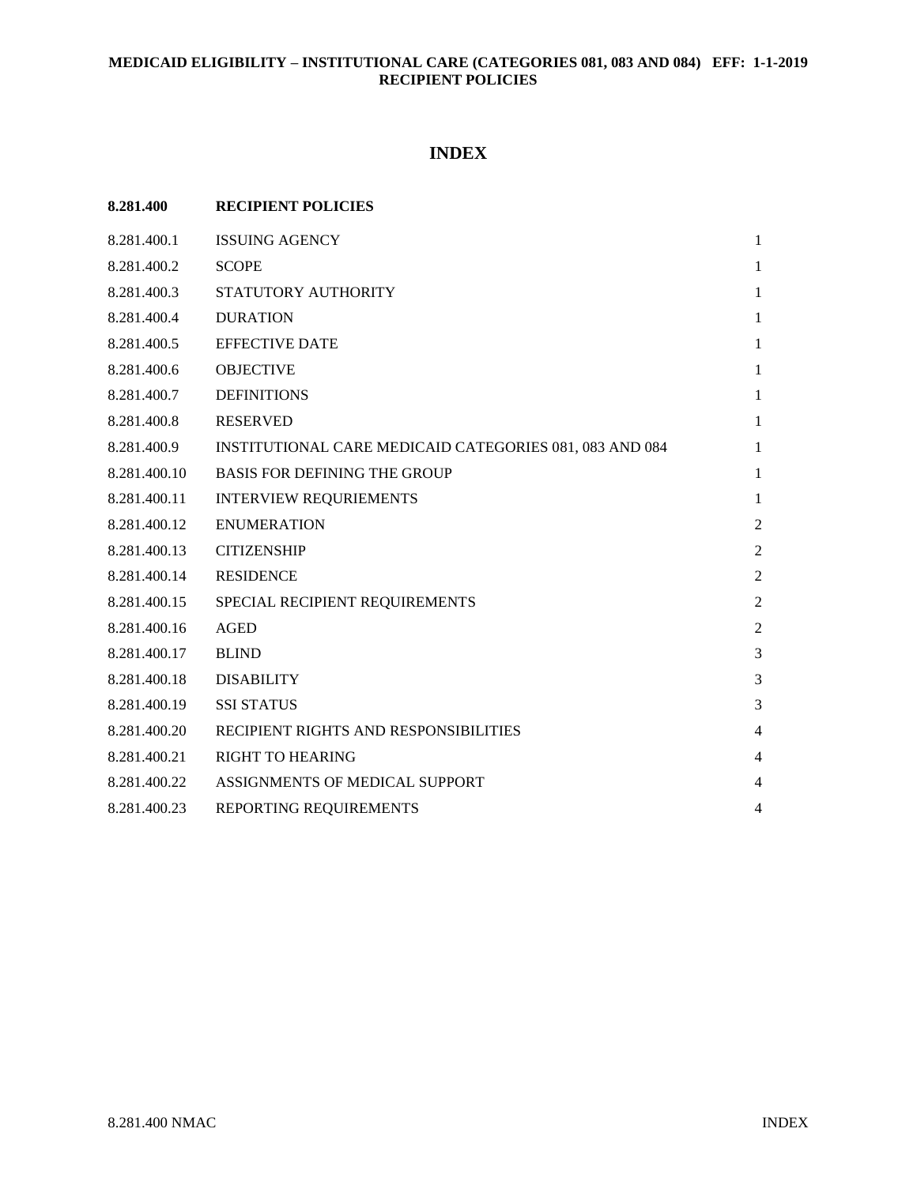# INDEX

| 8.281.400 | RECIPIENT POLICIES | |
|---|---|---|
| 8.281.400.1 | ISSUING AGENCY | 1 |
| 8.281.400.2 | SCOPE | 1 |
| 8.281.400.3 | STATUTORY AUTHORITY | 1 |
| 8.281.400.4 | DURATION | 1 |
| 8.281.400.5 | EFFECTIVE DATE | 1 |
| 8.281.400.6 | OBJECTIVE | 1 |
| 8.281.400.7 | DEFINITIONS | 1 |
| 8.281.400.8 | RESERVED | 1 |
| 8.281.400.9 | INSTITUTIONAL CARE MEDICAID CATEGORIES 081, 083 AND 084 | 1 |
| 8.281.400.10 | BASIS FOR DEFINING THE GROUP | 1 |
| 8.281.400.11 | INTERVIEW REQURIEMENTS | 1 |
| 8.281.400.12 | ENUMERATION | 2 |
| 8.281.400.13 | CITIZENSHIP | 2 |
| 8.281.400.14 | RESIDENCE | 2 |
| 8.281.400.15 | SPECIAL RECIPIENT REQUIREMENTS | 2 |
| 8.281.400.16 | AGED | 2 |
| 8.281.400.17 | BLIND | 3 |
| 8.281.400.18 | DISABILITY | 3 |
| 8.281.400.19 | SSI STATUS | 3 |
| 8.281.400.20 | RECIPIENT RIGHTS AND RESPONSIBILITIES | 4 |
| 8.281.400.21 | RIGHT TO HEARING | 4 |
| 8.281.400.22 | ASSIGNMENTS OF MEDICAL SUPPORT | 4 |
| 8.281.400.23 | REPORTING REQUIREMENTS | 4 |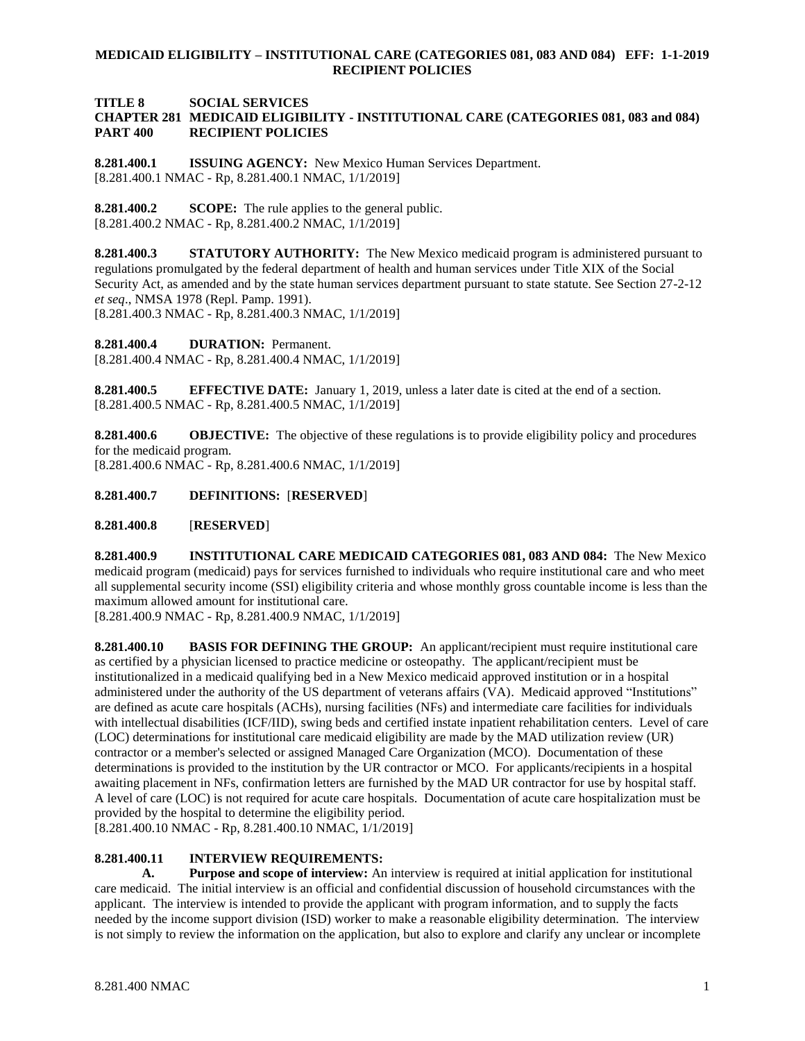**TITLE 8 SOCIAL SERVICES**
**CHAPTER 281 MEDICAID ELIGIBILITY - INSTITUTIONAL CARE (CATEGORIES 081, 083 and 084)**
**PART 400 RECIPIENT POLICIES**

**8.281.400.1 ISSUING AGENCY:** New Mexico Human Services Department.
[8.281.400.1 NMAC - Rp, 8.281.400.1 NMAC, 1/1/2019]

**8.281.400.2 SCOPE:** The rule applies to the general public.
[8.281.400.2 NMAC - Rp, 8.281.400.2 NMAC, 1/1/2019]

**8.281.400.3 STATUTORY AUTHORITY:** The New Mexico medicaid program is administered pursuant to regulations promulgated by the federal department of health and human services under Title XIX of the Social Security Act, as amended and by the state human services department pursuant to state statute. See Section 27-2-12 *et seq*., NMSA 1978 (Repl. Pamp. 1991).
[8.281.400.3 NMAC - Rp, 8.281.400.3 NMAC, 1/1/2019]

**8.281.400.4 DURATION:** Permanent.
[8.281.400.4 NMAC - Rp, 8.281.400.4 NMAC, 1/1/2019]

**8.281.400.5 EFFECTIVE DATE:** January 1, 2019, unless a later date is cited at the end of a section.
[8.281.400.5 NMAC - Rp, 8.281.400.5 NMAC, 1/1/2019]

**8.281.400.6 OBJECTIVE:** The objective of these regulations is to provide eligibility policy and procedures for the medicaid program.
[8.281.400.6 NMAC - Rp, 8.281.400.6 NMAC, 1/1/2019]

**8.281.400.7 DEFINITIONS:** [**RESERVED**]

**8.281.400.8** [**RESERVED**]

**8.281.400.9 INSTITUTIONAL CARE MEDICAID CATEGORIES 081, 083 AND 084:** The New Mexico medicaid program (medicaid) pays for services furnished to individuals who require institutional care and who meet all supplemental security income (SSI) eligibility criteria and whose monthly gross countable income is less than the maximum allowed amount for institutional care.
[8.281.400.9 NMAC - Rp, 8.281.400.9 NMAC, 1/1/2019]

**8.281.400.10 BASIS FOR DEFINING THE GROUP:** An applicant/recipient must require institutional care as certified by a physician licensed to practice medicine or osteopathy. The applicant/recipient must be institutionalized in a medicaid qualifying bed in a New Mexico medicaid approved institution or in a hospital administered under the authority of the US department of veterans affairs (VA). Medicaid approved "Institutions" are defined as acute care hospitals (ACHs), nursing facilities (NFs) and intermediate care facilities for individuals with intellectual disabilities (ICF/IID), swing beds and certified instate inpatient rehabilitation centers. Level of care (LOC) determinations for institutional care medicaid eligibility are made by the MAD utilization review (UR) contractor or a member's selected or assigned Managed Care Organization (MCO). Documentation of these determinations is provided to the institution by the UR contractor or MCO. For applicants/recipients in a hospital awaiting placement in NFs, confirmation letters are furnished by the MAD UR contractor for use by hospital staff. A level of care (LOC) is not required for acute care hospitals. Documentation of acute care hospitalization must be provided by the hospital to determine the eligibility period.
[8.281.400.10 NMAC - Rp, 8.281.400.10 NMAC, 1/1/2019]

**8.281.400.11 INTERVIEW REQUIREMENTS:**

**A. Purpose and scope of interview:** An interview is required at initial application for institutional care medicaid. The initial interview is an official and confidential discussion of household circumstances with the applicant. The interview is intended to provide the applicant with program information, and to supply the facts needed by the income support division (ISD) worker to make a reasonable eligibility determination. The interview is not simply to review the information on the application, but also to explore and clarify any unclear or incomplete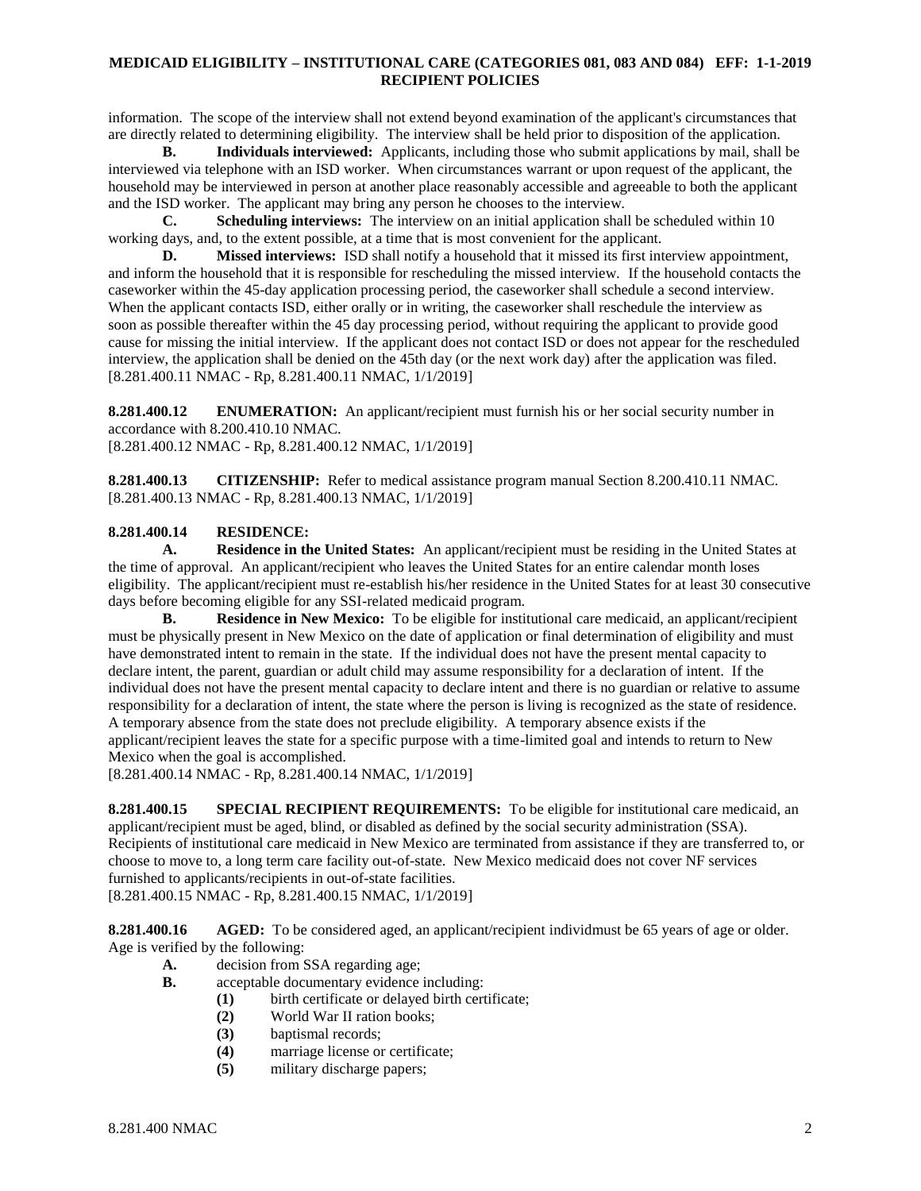information. The scope of the interview shall not extend beyond examination of the applicant's circumstances that are directly related to determining eligibility. The interview shall be held prior to disposition of the application.

**B. Individuals interviewed:** Applicants, including those who submit applications by mail, shall be interviewed via telephone with an ISD worker. When circumstances warrant or upon request of the applicant, the household may be interviewed in person at another place reasonably accessible and agreeable to both the applicant and the ISD worker. The applicant may bring any person he chooses to the interview.

**C. Scheduling interviews:** The interview on an initial application shall be scheduled within 10 working days, and, to the extent possible, at a time that is most convenient for the applicant.

**D. Missed interviews:** ISD shall notify a household that it missed its first interview appointment, and inform the household that it is responsible for rescheduling the missed interview. If the household contacts the caseworker within the 45-day application processing period, the caseworker shall schedule a second interview. When the applicant contacts ISD, either orally or in writing, the caseworker shall reschedule the interview as soon as possible thereafter within the 45 day processing period, without requiring the applicant to provide good cause for missing the initial interview. If the applicant does not contact ISD or does not appear for the rescheduled interview, the application shall be denied on the 45th day (or the next work day) after the application was filed.
[8.281.400.11 NMAC - Rp, 8.281.400.11 NMAC, 1/1/2019]

**8.281.400.12 ENUMERATION:** An applicant/recipient must furnish his or her social security number in accordance with 8.200.410.10 NMAC.
[8.281.400.12 NMAC - Rp, 8.281.400.12 NMAC, 1/1/2019]

**8.281.400.13 CITIZENSHIP:** Refer to medical assistance program manual Section 8.200.410.11 NMAC.
[8.281.400.13 NMAC - Rp, 8.281.400.13 NMAC, 1/1/2019]

**8.281.400.14 RESIDENCE:**

**A. Residence in the United States:** An applicant/recipient must be residing in the United States at the time of approval. An applicant/recipient who leaves the United States for an entire calendar month loses eligibility. The applicant/recipient must re-establish his/her residence in the United States for at least 30 consecutive days before becoming eligible for any SSI-related medicaid program.

**B. Residence in New Mexico:** To be eligible for institutional care medicaid, an applicant/recipient must be physically present in New Mexico on the date of application or final determination of eligibility and must have demonstrated intent to remain in the state. If the individual does not have the present mental capacity to declare intent, the parent, guardian or adult child may assume responsibility for a declaration of intent. If the individual does not have the present mental capacity to declare intent and there is no guardian or relative to assume responsibility for a declaration of intent, the state where the person is living is recognized as the state of residence. A temporary absence from the state does not preclude eligibility. A temporary absence exists if the applicant/recipient leaves the state for a specific purpose with a time-limited goal and intends to return to New Mexico when the goal is accomplished.
[8.281.400.14 NMAC - Rp, 8.281.400.14 NMAC, 1/1/2019]

**8.281.400.15 SPECIAL RECIPIENT REQUIREMENTS:** To be eligible for institutional care medicaid, an applicant/recipient must be aged, blind, or disabled as defined by the social security administration (SSA). Recipients of institutional care medicaid in New Mexico are terminated from assistance if they are transferred to, or choose to move to, a long term care facility out-of-state. New Mexico medicaid does not cover NF services furnished to applicants/recipients in out-of-state facilities.
[8.281.400.15 NMAC - Rp, 8.281.400.15 NMAC, 1/1/2019]

**8.281.400.16 AGED:** To be considered aged, an applicant/recipient individmust be 65 years of age or older. Age is verified by the following:

**A.** decision from SSA regarding age;

**B.** acceptable documentary evidence including:

- **(1)** birth certificate or delayed birth certificate;
- **(2)** World War II ration books;
- **(3)** baptismal records;
- **(4)** marriage license or certificate;
- **(5)** military discharge papers;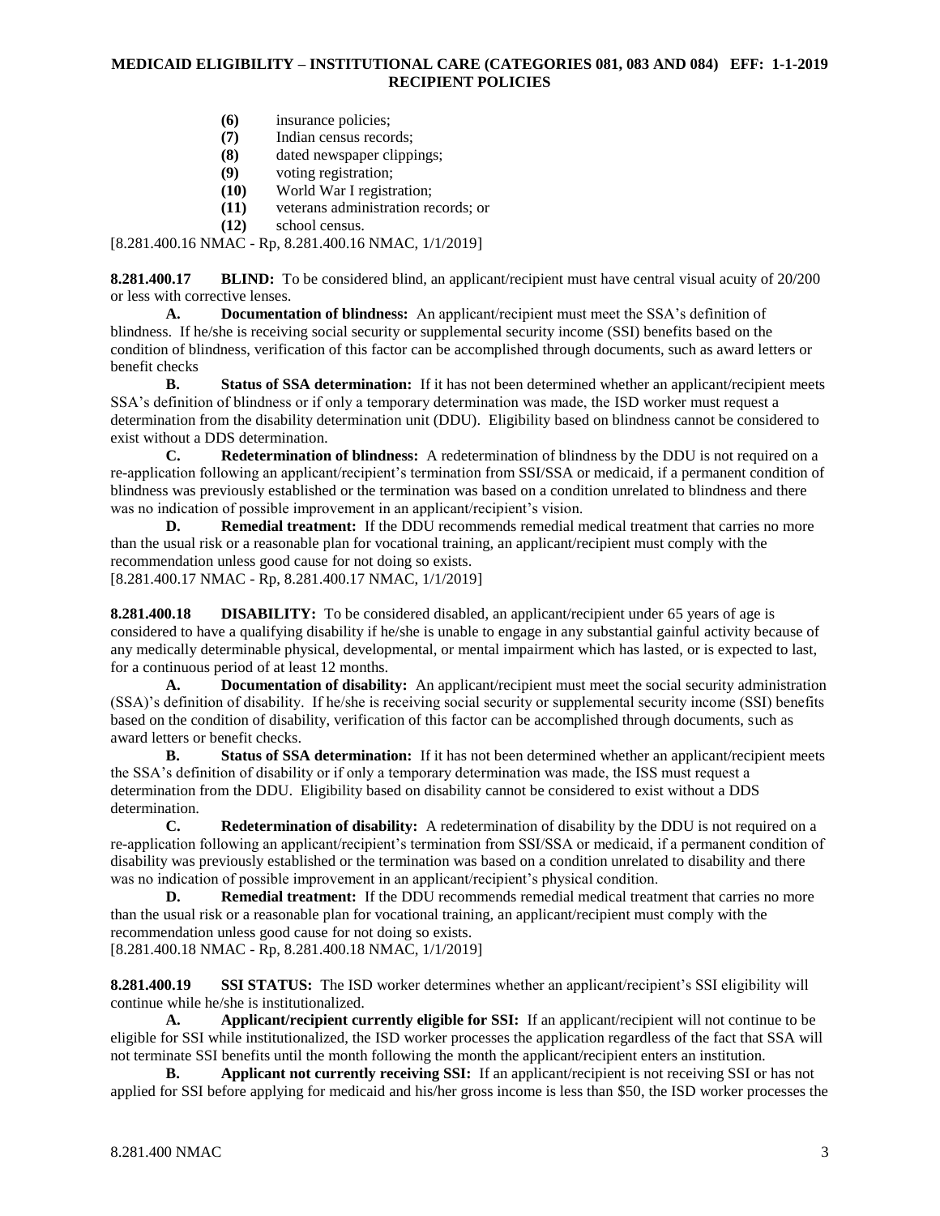**(6)** insurance policies;
**(7)** Indian census records;
**(8)** dated newspaper clippings;
**(9)** voting registration;
**(10)** World War I registration;
**(11)** veterans administration records; or
**(12)** school census.

[8.281.400.16 NMAC - Rp, 8.281.400.16 NMAC, 1/1/2019]

**8.281.400.17 BLIND:** To be considered blind, an applicant/recipient must have central visual acuity of 20/200 or less with corrective lenses.

**A. Documentation of blindness:** An applicant/recipient must meet the SSA's definition of blindness. If he/she is receiving social security or supplemental security income (SSI) benefits based on the condition of blindness, verification of this factor can be accomplished through documents, such as award letters or benefit checks

**B. Status of SSA determination:** If it has not been determined whether an applicant/recipient meets SSA's definition of blindness or if only a temporary determination was made, the ISD worker must request a determination from the disability determination unit (DDU). Eligibility based on blindness cannot be considered to exist without a DDS determination.

**C. Redetermination of blindness:** A redetermination of blindness by the DDU is not required on a re-application following an applicant/recipient's termination from SSI/SSA or medicaid, if a permanent condition of blindness was previously established or the termination was based on a condition unrelated to blindness and there was no indication of possible improvement in an applicant/recipient's vision.

**D. Remedial treatment:** If the DDU recommends remedial medical treatment that carries no more than the usual risk or a reasonable plan for vocational training, an applicant/recipient must comply with the recommendation unless good cause for not doing so exists.

[8.281.400.17 NMAC - Rp, 8.281.400.17 NMAC, 1/1/2019]

**8.281.400.18 DISABILITY:** To be considered disabled, an applicant/recipient under 65 years of age is considered to have a qualifying disability if he/she is unable to engage in any substantial gainful activity because of any medically determinable physical, developmental, or mental impairment which has lasted, or is expected to last, for a continuous period of at least 12 months.

**A. Documentation of disability:** An applicant/recipient must meet the social security administration (SSA)'s definition of disability. If he/she is receiving social security or supplemental security income (SSI) benefits based on the condition of disability, verification of this factor can be accomplished through documents, such as award letters or benefit checks.

**B. Status of SSA determination:** If it has not been determined whether an applicant/recipient meets the SSA's definition of disability or if only a temporary determination was made, the ISS must request a determination from the DDU. Eligibility based on disability cannot be considered to exist without a DDS determination.

**C. Redetermination of disability:** A redetermination of disability by the DDU is not required on a re-application following an applicant/recipient's termination from SSI/SSA or medicaid, if a permanent condition of disability was previously established or the termination was based on a condition unrelated to disability and there was no indication of possible improvement in an applicant/recipient's physical condition.

**D. Remedial treatment:** If the DDU recommends remedial medical treatment that carries no more than the usual risk or a reasonable plan for vocational training, an applicant/recipient must comply with the recommendation unless good cause for not doing so exists.

[8.281.400.18 NMAC - Rp, 8.281.400.18 NMAC, 1/1/2019]

**8.281.400.19 SSI STATUS:** The ISD worker determines whether an applicant/recipient's SSI eligibility will continue while he/she is institutionalized.

**A. Applicant/recipient currently eligible for SSI:** If an applicant/recipient will not continue to be eligible for SSI while institutionalized, the ISD worker processes the application regardless of the fact that SSA will not terminate SSI benefits until the month following the month the applicant/recipient enters an institution.

**B. Applicant not currently receiving SSI:** If an applicant/recipient is not receiving SSI or has not applied for SSI before applying for medicaid and his/her gross income is less than \$50, the ISD worker processes the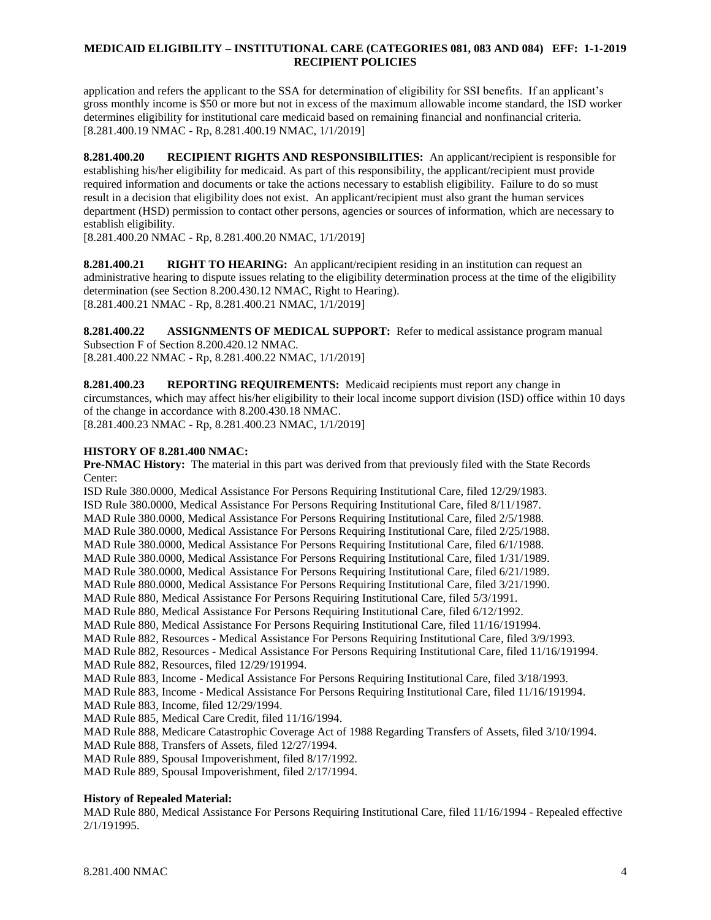application and refers the applicant to the SSA for determination of eligibility for SSI benefits. If an applicant's gross monthly income is $50 or more but not in excess of the maximum allowable income standard, the ISD worker determines eligibility for institutional care medicaid based on remaining financial and nonfinancial criteria.
[8.281.400.19 NMAC - Rp, 8.281.400.19 NMAC, 1/1/2019]

**8.281.400.20 RECIPIENT RIGHTS AND RESPONSIBILITIES:** An applicant/recipient is responsible for establishing his/her eligibility for medicaid. As part of this responsibility, the applicant/recipient must provide required information and documents or take the actions necessary to establish eligibility. Failure to do so must result in a decision that eligibility does not exist. An applicant/recipient must also grant the human services department (HSD) permission to contact other persons, agencies or sources of information, which are necessary to establish eligibility.
[8.281.400.20 NMAC - Rp, 8.281.400.20 NMAC, 1/1/2019]

**8.281.400.21 RIGHT TO HEARING:** An applicant/recipient residing in an institution can request an administrative hearing to dispute issues relating to the eligibility determination process at the time of the eligibility determination (see Section 8.200.430.12 NMAC, Right to Hearing).
[8.281.400.21 NMAC - Rp, 8.281.400.21 NMAC, 1/1/2019]

**8.281.400.22 ASSIGNMENTS OF MEDICAL SUPPORT:** Refer to medical assistance program manual Subsection F of Section 8.200.420.12 NMAC.
[8.281.400.22 NMAC - Rp, 8.281.400.22 NMAC, 1/1/2019]

**8.281.400.23 REPORTING REQUIREMENTS:** Medicaid recipients must report any change in circumstances, which may affect his/her eligibility to their local income support division (ISD) office within 10 days of the change in accordance with 8.200.430.18 NMAC.
[8.281.400.23 NMAC - Rp, 8.281.400.23 NMAC, 1/1/2019]

**HISTORY OF 8.281.400 NMAC:**

**Pre-NMAC History:** The material in this part was derived from that previously filed with the State Records Center:
ISD Rule 380.0000, Medical Assistance For Persons Requiring Institutional Care, filed 12/29/1983.
ISD Rule 380.0000, Medical Assistance For Persons Requiring Institutional Care, filed 8/11/1987.
MAD Rule 380.0000, Medical Assistance For Persons Requiring Institutional Care, filed 2/5/1988.
MAD Rule 380.0000, Medical Assistance For Persons Requiring Institutional Care, filed 2/25/1988.
MAD Rule 380.0000, Medical Assistance For Persons Requiring Institutional Care, filed 6/1/1988.
MAD Rule 380.0000, Medical Assistance For Persons Requiring Institutional Care, filed 1/31/1989.
MAD Rule 380.0000, Medical Assistance For Persons Requiring Institutional Care, filed 6/21/1989.
MAD Rule 880.0000, Medical Assistance For Persons Requiring Institutional Care, filed 3/21/1990.
MAD Rule 880, Medical Assistance For Persons Requiring Institutional Care, filed 5/3/1991.
MAD Rule 880, Medical Assistance For Persons Requiring Institutional Care, filed 6/12/1992.
MAD Rule 880, Medical Assistance For Persons Requiring Institutional Care, filed 11/16/191994.
MAD Rule 882, Resources - Medical Assistance For Persons Requiring Institutional Care, filed 3/9/1993.
MAD Rule 882, Resources - Medical Assistance For Persons Requiring Institutional Care, filed 11/16/191994.
MAD Rule 882, Resources, filed 12/29/191994.
MAD Rule 883, Income - Medical Assistance For Persons Requiring Institutional Care, filed 3/18/1993.
MAD Rule 883, Income - Medical Assistance For Persons Requiring Institutional Care, filed 11/16/191994.
MAD Rule 883, Income, filed 12/29/1994.
MAD Rule 885, Medical Care Credit, filed 11/16/1994.
MAD Rule 888, Medicare Catastrophic Coverage Act of 1988 Regarding Transfers of Assets, filed 3/10/1994.
MAD Rule 888, Transfers of Assets, filed 12/27/1994.
MAD Rule 889, Spousal Impoverishment, filed 8/17/1992.
MAD Rule 889, Spousal Impoverishment, filed 2/17/1994.

**History of Repealed Material:**
MAD Rule 880, Medical Assistance For Persons Requiring Institutional Care, filed 11/16/1994 - Repealed effective 2/1/191995.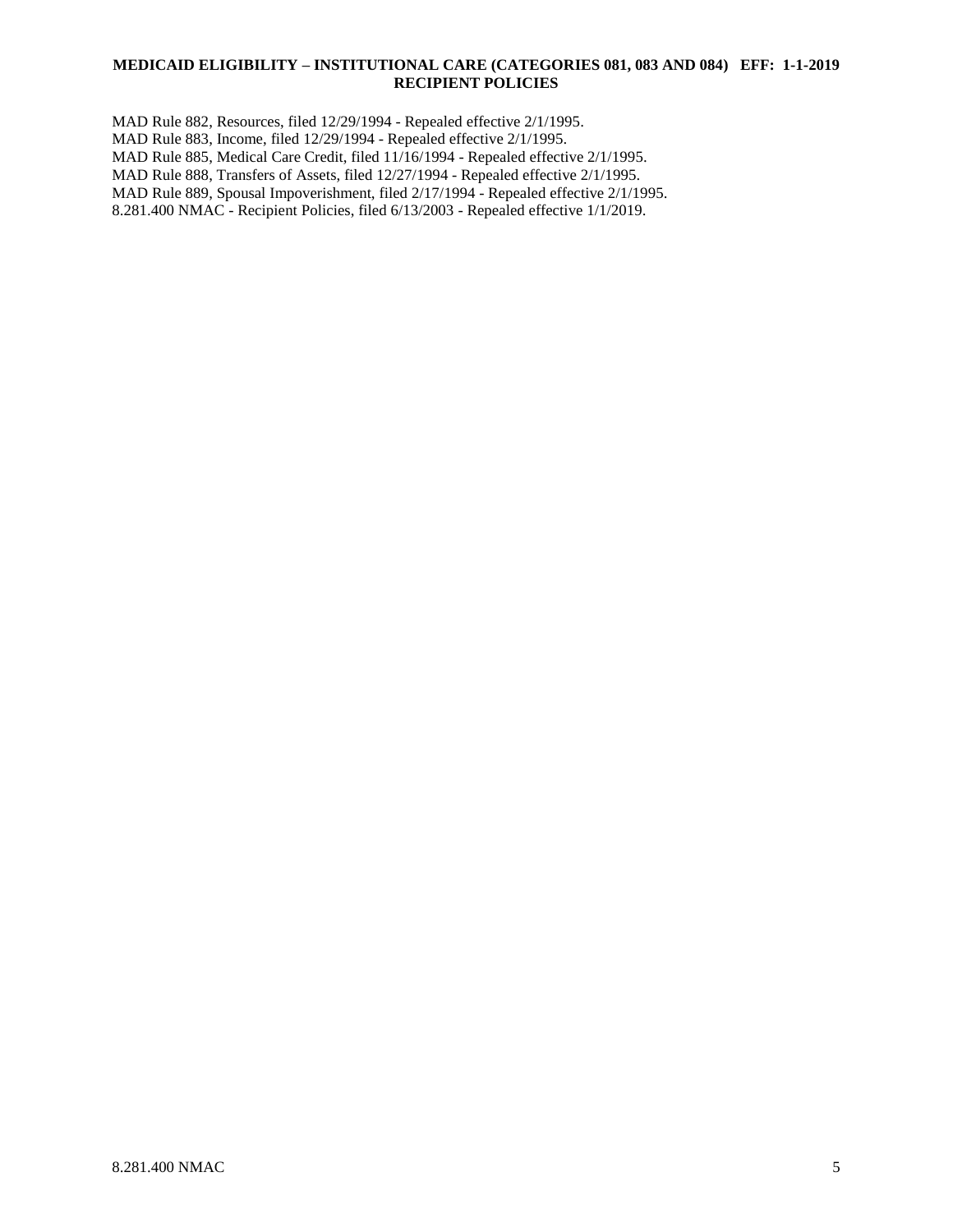MAD Rule 882, Resources, filed 12/29/1994 - Repealed effective 2/1/1995.
MAD Rule 883, Income, filed 12/29/1994 - Repealed effective 2/1/1995.
MAD Rule 885, Medical Care Credit, filed 11/16/1994 - Repealed effective 2/1/1995.
MAD Rule 888, Transfers of Assets, filed 12/27/1994 - Repealed effective 2/1/1995.
MAD Rule 889, Spousal Impoverishment, filed 2/17/1994 - Repealed effective 2/1/1995.
8.281.400 NMAC - Recipient Policies, filed 6/13/2003 - Repealed effective 1/1/2019.